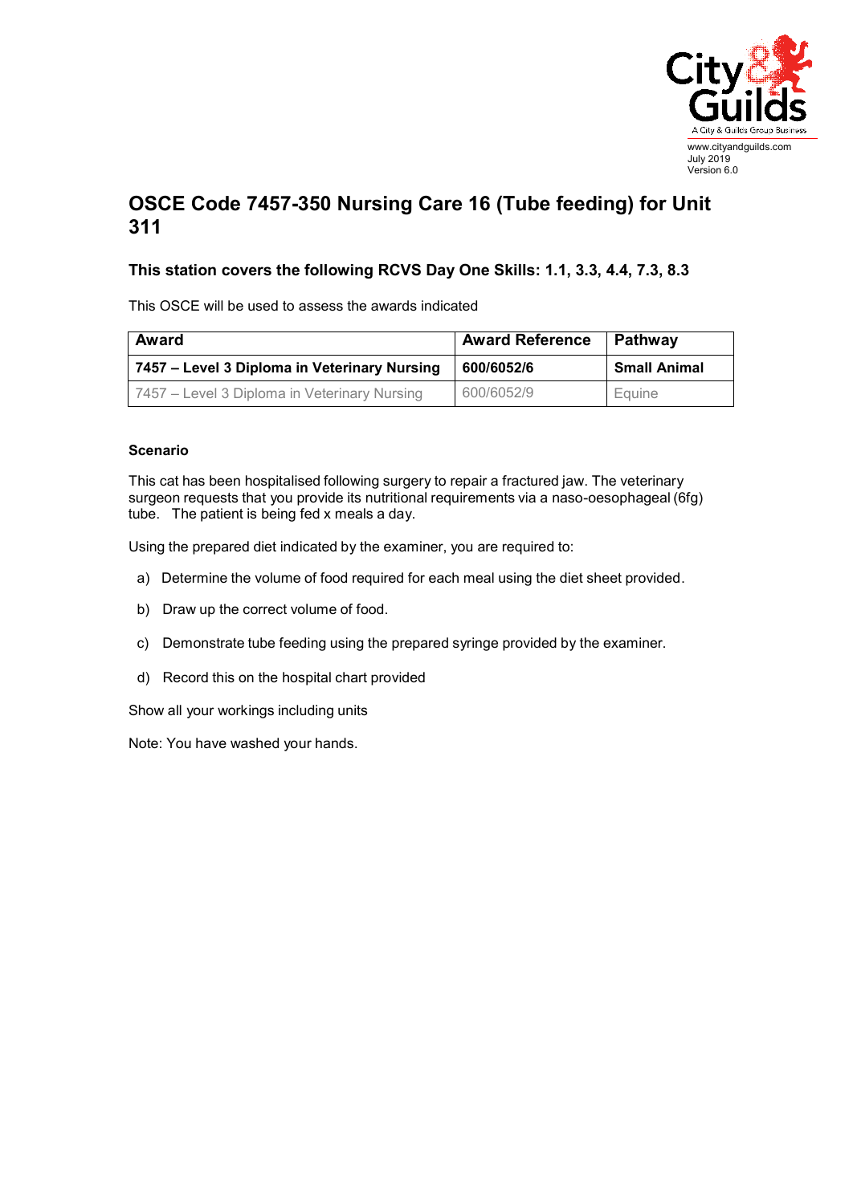www.cityandguilds.com
July 2019
Version 6.0

# OSCE Code 7457-350 Nursing Care 16 (Tube feeding) for Unit 311

## This station covers the following RCVS Day One Skills: 1.1, 3.3, 4.4, 7.3, 8.3

This OSCE will be used to assess the awards indicated

| Award | Award Reference | Pathway |
|---|---|---|
| **7457 – Level 3 Diploma in Veterinary Nursing** | **600/6052/6** | **Small Animal** |
| 7457 – Level 3 Diploma in Veterinary Nursing | 600/6052/9 | Equine |

### Scenario

This cat has been hospitalised following surgery to repair a fractured jaw. The veterinary surgeon requests that you provide its nutritional requirements via a naso-oesophageal (6fg) tube. The patient is being fed x meals a day.

Using the prepared diet indicated by the examiner, you are required to:

a) Determine the volume of food required for each meal using the diet sheet provided.

b) Draw up the correct volume of food.

c) Demonstrate tube feeding using the prepared syringe provided by the examiner.

d) Record this on the hospital chart provided

Show all your workings including units

Note: You have washed your hands.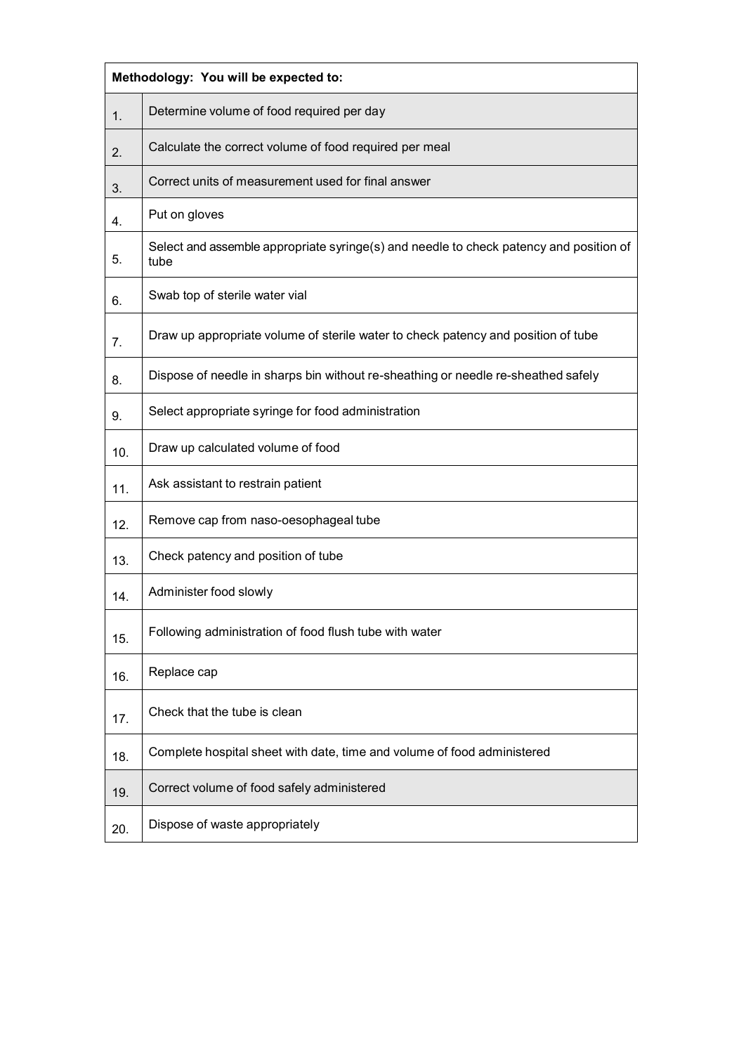| Methodology: You will be expected to: | |
| --- | --- |
| 1. | Determine volume of food required per day |
| 2. | Calculate the correct volume of food required per meal |
| 3. | Correct units of measurement used for final answer |
| 4. | Put on gloves |
| 5. | Select and assemble appropriate syringe(s) and needle to check patency and position of tube |
| 6. | Swab top of sterile water vial |
| 7. | Draw up appropriate volume of sterile water to check patency and position of tube |
| 8. | Dispose of needle in sharps bin without re-sheathing or needle re-sheathed safely |
| 9. | Select appropriate syringe for food administration |
| 10. | Draw up calculated volume of food |
| 11. | Ask assistant to restrain patient |
| 12. | Remove cap from naso-oesophageal tube |
| 13. | Check patency and position of tube |
| 14. | Administer food slowly |
| 15. | Following administration of food flush tube with water |
| 16. | Replace cap |
| 17. | Check that the tube is clean |
| 18. | Complete hospital sheet with date, time and volume of food administered |
| 19. | Correct volume of food safely administered |
| 20. | Dispose of waste appropriately |